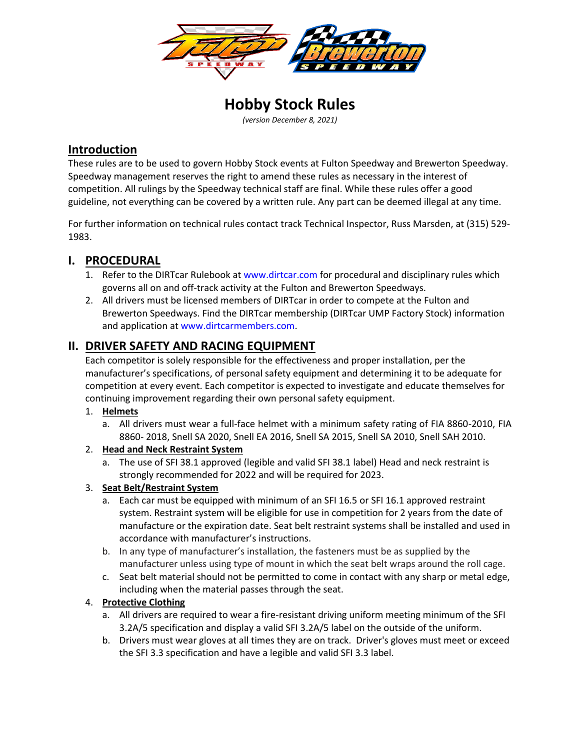# Hobby Stock Rules

*(version December 8, 2021)*

## Introduction

These rules are to be used to govern Hobby Stock events at Fulton Speedway and Brewerton Speedway. Speedway management reserves the right to amend these rules as necessary in the interest of competition. All rulings by the Speedway technical staff are final. While these rules offer a good guideline, not everything can be covered by a written rule. Any part can be deemed illegal at any time.

For further information on technical rules contact track Technical Inspector, Russ Marsden, at (315) 529-1983.

## I. PROCEDURAL

1. Refer to the DIRTcar Rulebook at www.dirtcar.com for procedural and disciplinary rules which governs all on and off-track activity at the Fulton and Brewerton Speedways.
2. All drivers must be licensed members of DIRTcar in order to compete at the Fulton and Brewerton Speedways. Find the DIRTcar membership (DIRTcar UMP Factory Stock) information and application at www.dirtcarmembers.com.

## II. DRIVER SAFETY AND RACING EQUIPMENT

Each competitor is solely responsible for the effectiveness and proper installation, per the manufacturer's specifications, of personal safety equipment and determining it to be adequate for competition at every event. Each competitor is expected to investigate and educate themselves for continuing improvement regarding their own personal safety equipment.

1. **Helmets**
   a. All drivers must wear a full-face helmet with a minimum safety rating of FIA 8860-2010, FIA 8860- 2018, Snell SA 2020, Snell EA 2016, Snell SA 2015, Snell SA 2010, Snell SAH 2010.
2. **Head and Neck Restraint System**
   a. The use of SFI 38.1 approved (legible and valid SFI 38.1 label) Head and neck restraint is strongly recommended for 2022 and will be required for 2023.
3. **Seat Belt/Restraint System**
   a. Each car must be equipped with minimum of an SFI 16.5 or SFI 16.1 approved restraint system. Restraint system will be eligible for use in competition for 2 years from the date of manufacture or the expiration date. Seat belt restraint systems shall be installed and used in accordance with manufacturer's instructions.
   b. In any type of manufacturer's installation, the fasteners must be as supplied by the manufacturer unless using type of mount in which the seat belt wraps around the roll cage.
   c. Seat belt material should not be permitted to come in contact with any sharp or metal edge, including when the material passes through the seat.
4. **Protective Clothing**
   a. All drivers are required to wear a fire-resistant driving uniform meeting minimum of the SFI 3.2A/5 specification and display a valid SFI 3.2A/5 label on the outside of the uniform.
   b. Drivers must wear gloves at all times they are on track. Driver's gloves must meet or exceed the SFI 3.3 specification and have a legible and valid SFI 3.3 label.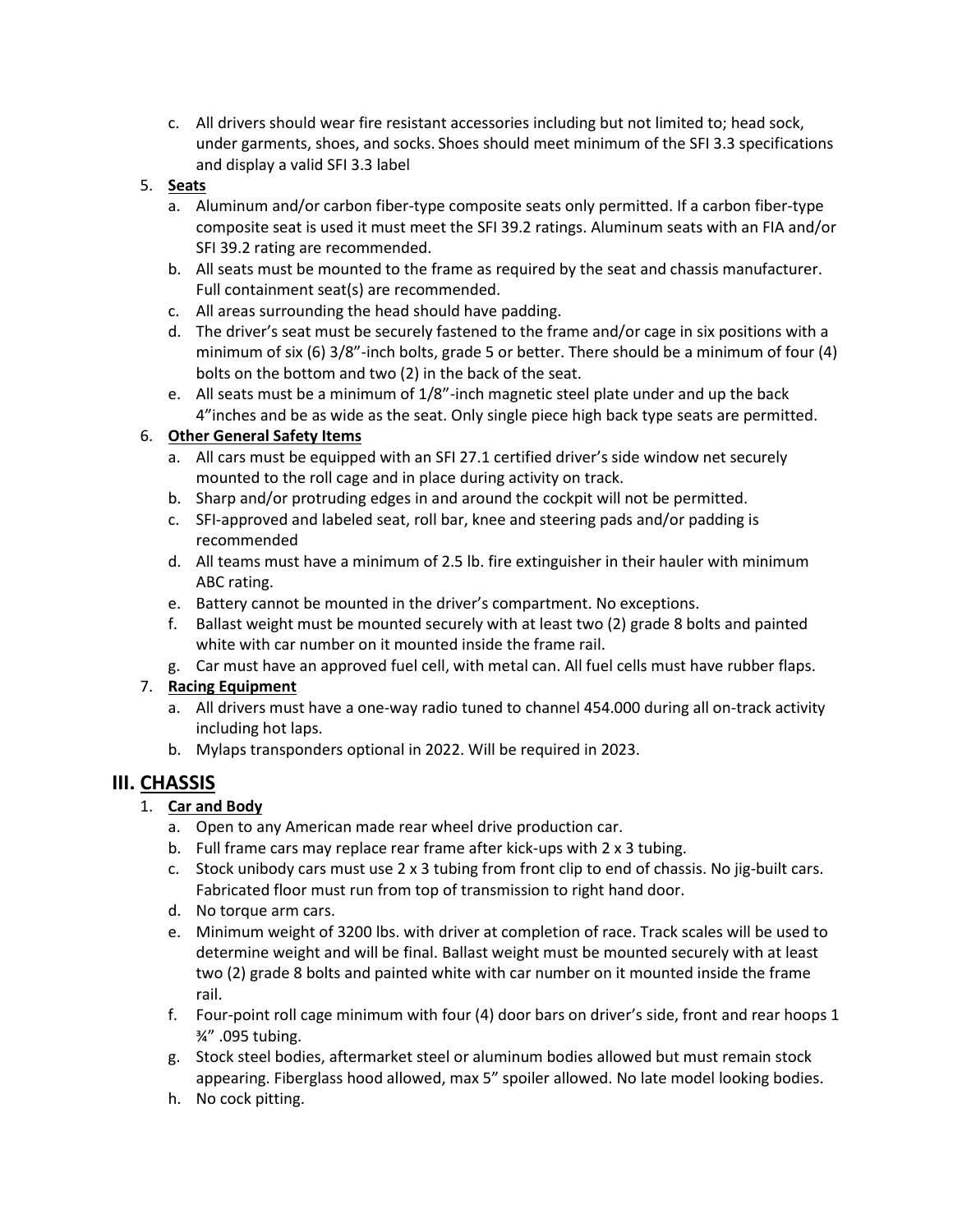c. All drivers should wear fire resistant accessories including but not limited to; head sock, under garments, shoes, and socks. Shoes should meet minimum of the SFI 3.3 specifications and display a valid SFI 3.3 label

5. **Seats**
   a. Aluminum and/or carbon fiber-type composite seats only permitted. If a carbon fiber-type composite seat is used it must meet the SFI 39.2 ratings. Aluminum seats with an FIA and/or SFI 39.2 rating are recommended.
   b. All seats must be mounted to the frame as required by the seat and chassis manufacturer. Full containment seat(s) are recommended.
   c. All areas surrounding the head should have padding.
   d. The driver's seat must be securely fastened to the frame and/or cage in six positions with a minimum of six (6) 3/8"-inch bolts, grade 5 or better. There should be a minimum of four (4) bolts on the bottom and two (2) in the back of the seat.
   e. All seats must be a minimum of 1/8"-inch magnetic steel plate under and up the back 4"inches and be as wide as the seat. Only single piece high back type seats are permitted.

6. **Other General Safety Items**
   a. All cars must be equipped with an SFI 27.1 certified driver's side window net securely mounted to the roll cage and in place during activity on track.
   b. Sharp and/or protruding edges in and around the cockpit will not be permitted.
   c. SFI-approved and labeled seat, roll bar, knee and steering pads and/or padding is recommended
   d. All teams must have a minimum of 2.5 lb. fire extinguisher in their hauler with minimum ABC rating.
   e. Battery cannot be mounted in the driver's compartment. No exceptions.
   f. Ballast weight must be mounted securely with at least two (2) grade 8 bolts and painted white with car number on it mounted inside the frame rail.
   g. Car must have an approved fuel cell, with metal can. All fuel cells must have rubber flaps.

7. **Racing Equipment**
   a. All drivers must have a one-way radio tuned to channel 454.000 during all on-track activity including hot laps.
   b. Mylaps transponders optional in 2022. Will be required in 2023.

## III. CHASSIS

1. **Car and Body**
   a. Open to any American made rear wheel drive production car.
   b. Full frame cars may replace rear frame after kick-ups with 2 x 3 tubing.
   c. Stock unibody cars must use 2 x 3 tubing from front clip to end of chassis. No jig-built cars. Fabricated floor must run from top of transmission to right hand door.
   d. No torque arm cars.
   e. Minimum weight of 3200 lbs. with driver at completion of race. Track scales will be used to determine weight and will be final. Ballast weight must be mounted securely with at least two (2) grade 8 bolts and painted white with car number on it mounted inside the frame rail.
   f. Four-point roll cage minimum with four (4) door bars on driver's side, front and rear hoops 1 ¾" .095 tubing.
   g. Stock steel bodies, aftermarket steel or aluminum bodies allowed but must remain stock appearing. Fiberglass hood allowed, max 5" spoiler allowed. No late model looking bodies.
   h. No cock pitting.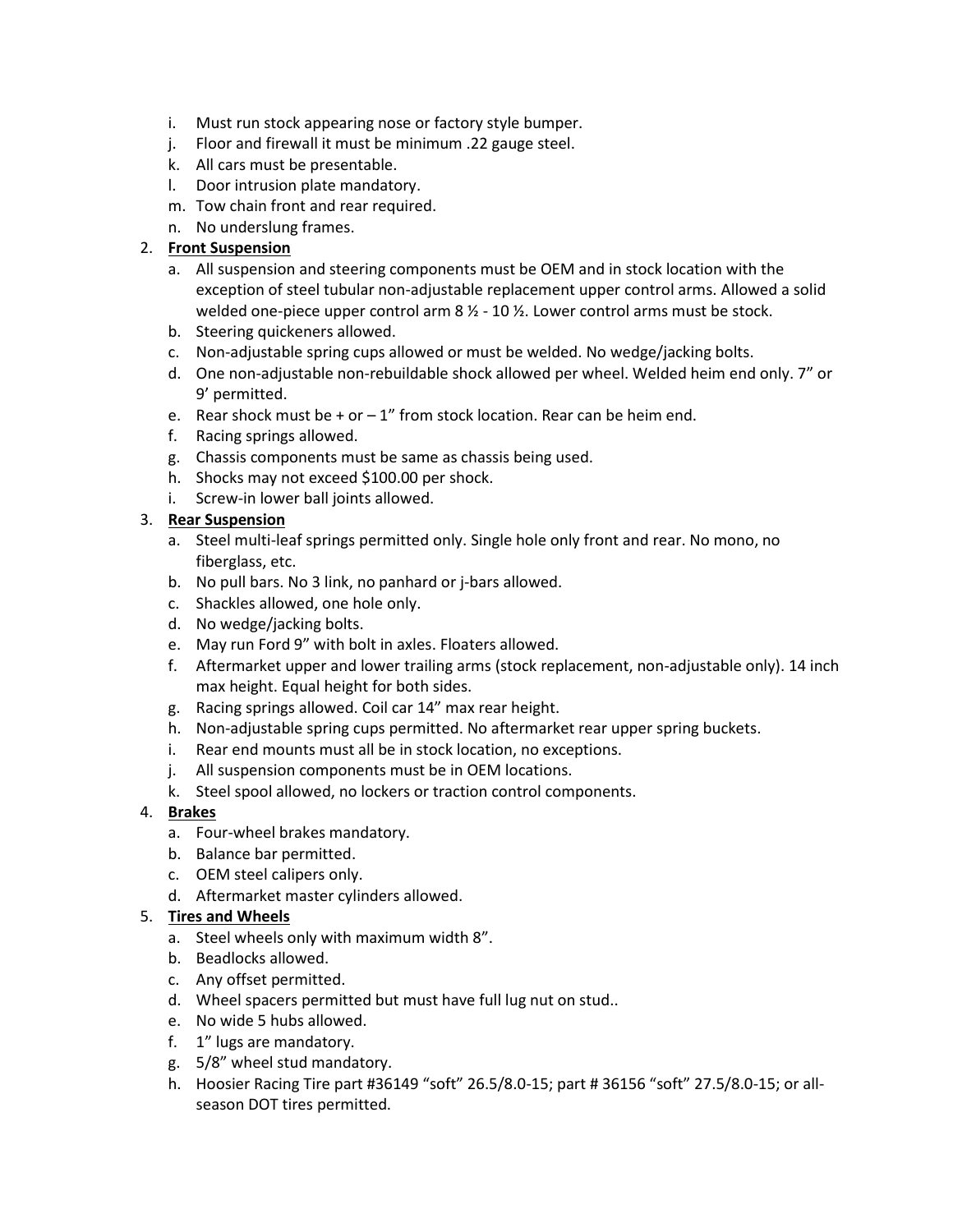i. Must run stock appearing nose or factory style bumper.
j. Floor and firewall it must be minimum .22 gauge steel.
k. All cars must be presentable.
l. Door intrusion plate mandatory.
m. Tow chain front and rear required.
n. No underslung frames.

2. **Front Suspension**
   a. All suspension and steering components must be OEM and in stock location with the exception of steel tubular non-adjustable replacement upper control arms. Allowed a solid welded one-piece upper control arm 8 ½ - 10 ½. Lower control arms must be stock.
   b. Steering quickeners allowed.
   c. Non-adjustable spring cups allowed or must be welded. No wedge/jacking bolts.
   d. One non-adjustable non-rebuildable shock allowed per wheel. Welded heim end only. 7" or 9' permitted.
   e. Rear shock must be + or – 1" from stock location. Rear can be heim end.
   f. Racing springs allowed.
   g. Chassis components must be same as chassis being used.
   h. Shocks may not exceed $100.00 per shock.
   i. Screw-in lower ball joints allowed.

3. **Rear Suspension**
   a. Steel multi-leaf springs permitted only. Single hole only front and rear. No mono, no fiberglass, etc.
   b. No pull bars. No 3 link, no panhard or j-bars allowed.
   c. Shackles allowed, one hole only.
   d. No wedge/jacking bolts.
   e. May run Ford 9" with bolt in axles. Floaters allowed.
   f. Aftermarket upper and lower trailing arms (stock replacement, non-adjustable only). 14 inch max height. Equal height for both sides.
   g. Racing springs allowed. Coil car 14" max rear height.
   h. Non-adjustable spring cups permitted. No aftermarket rear upper spring buckets.
   i. Rear end mounts must all be in stock location, no exceptions.
   j. All suspension components must be in OEM locations.
   k. Steel spool allowed, no lockers or traction control components.

4. **Brakes**
   a. Four-wheel brakes mandatory.
   b. Balance bar permitted.
   c. OEM steel calipers only.
   d. Aftermarket master cylinders allowed.

5. **Tires and Wheels**
   a. Steel wheels only with maximum width 8".
   b. Beadlocks allowed.
   c. Any offset permitted.
   d. Wheel spacers permitted but must have full lug nut on stud..
   e. No wide 5 hubs allowed.
   f. 1" lugs are mandatory.
   g. 5/8" wheel stud mandatory.
   h. Hoosier Racing Tire part #36149 "soft" 26.5/8.0-15; part # 36156 "soft" 27.5/8.0-15; or all-season DOT tires permitted.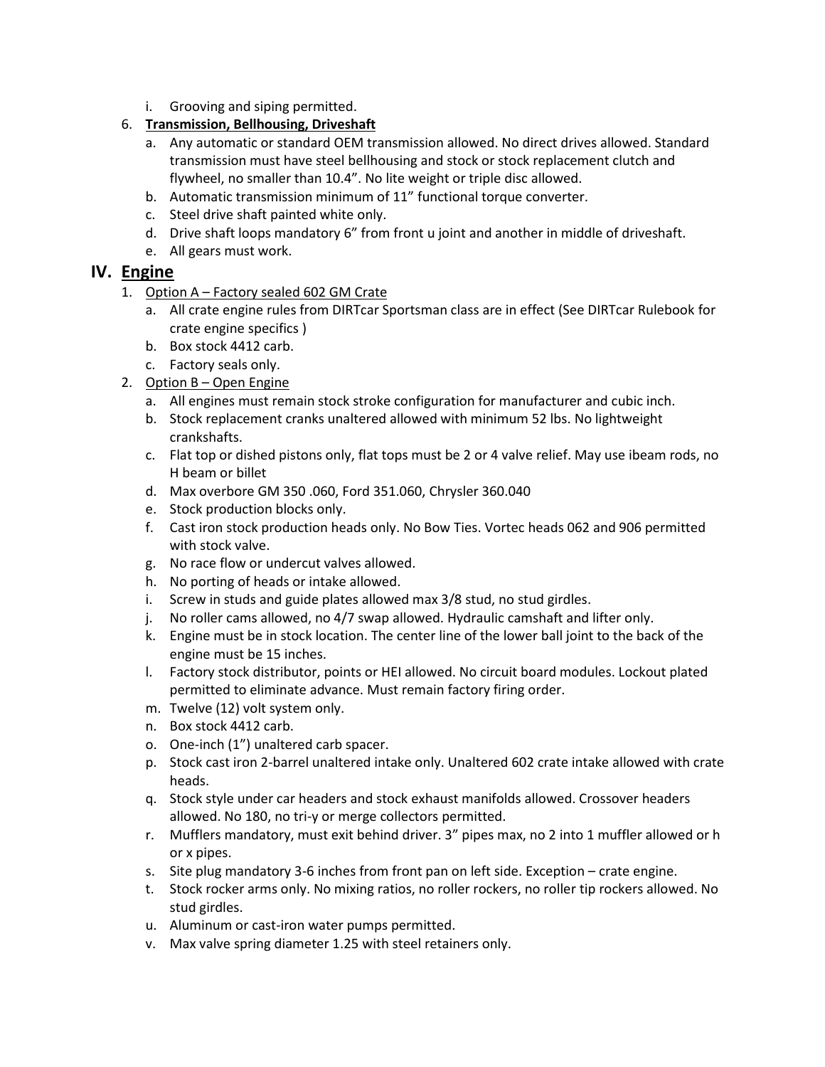i. Grooving and siping permitted.

6. **Transmission, Bellhousing, Driveshaft**
   a. Any automatic or standard OEM transmission allowed. No direct drives allowed. Standard transmission must have steel bellhousing and stock or stock replacement clutch and flywheel, no smaller than 10.4". No lite weight or triple disc allowed.
   b. Automatic transmission minimum of 11" functional torque converter.
   c. Steel drive shaft painted white only.
   d. Drive shaft loops mandatory 6" from front u joint and another in middle of driveshaft.
   e. All gears must work.

## IV. Engine

1. Option A – Factory sealed 602 GM Crate
   a. All crate engine rules from DIRTcar Sportsman class are in effect (See DIRTcar Rulebook for crate engine specifics )
   b. Box stock 4412 carb.
   c. Factory seals only.
2. Option B – Open Engine
   a. All engines must remain stock stroke configuration for manufacturer and cubic inch.
   b. Stock replacement cranks unaltered allowed with minimum 52 lbs. No lightweight crankshafts.
   c. Flat top or dished pistons only, flat tops must be 2 or 4 valve relief. May use ibeam rods, no H beam or billet
   d. Max overbore GM 350 .060, Ford 351.060, Chrysler 360.040
   e. Stock production blocks only.
   f. Cast iron stock production heads only. No Bow Ties. Vortec heads 062 and 906 permitted with stock valve.
   g. No race flow or undercut valves allowed.
   h. No porting of heads or intake allowed.
   i. Screw in studs and guide plates allowed max 3/8 stud, no stud girdles.
   j. No roller cams allowed, no 4/7 swap allowed. Hydraulic camshaft and lifter only.
   k. Engine must be in stock location. The center line of the lower ball joint to the back of the engine must be 15 inches.
   l. Factory stock distributor, points or HEI allowed. No circuit board modules. Lockout plated permitted to eliminate advance. Must remain factory firing order.
   m. Twelve (12) volt system only.
   n. Box stock 4412 carb.
   o. One-inch (1") unaltered carb spacer.
   p. Stock cast iron 2-barrel unaltered intake only. Unaltered 602 crate intake allowed with crate heads.
   q. Stock style under car headers and stock exhaust manifolds allowed. Crossover headers allowed. No 180, no tri-y or merge collectors permitted.
   r. Mufflers mandatory, must exit behind driver. 3" pipes max, no 2 into 1 muffler allowed or h or x pipes.
   s. Site plug mandatory 3-6 inches from front pan on left side. Exception – crate engine.
   t. Stock rocker arms only. No mixing ratios, no roller rockers, no roller tip rockers allowed. No stud girdles.
   u. Aluminum or cast-iron water pumps permitted.
   v. Max valve spring diameter 1.25 with steel retainers only.